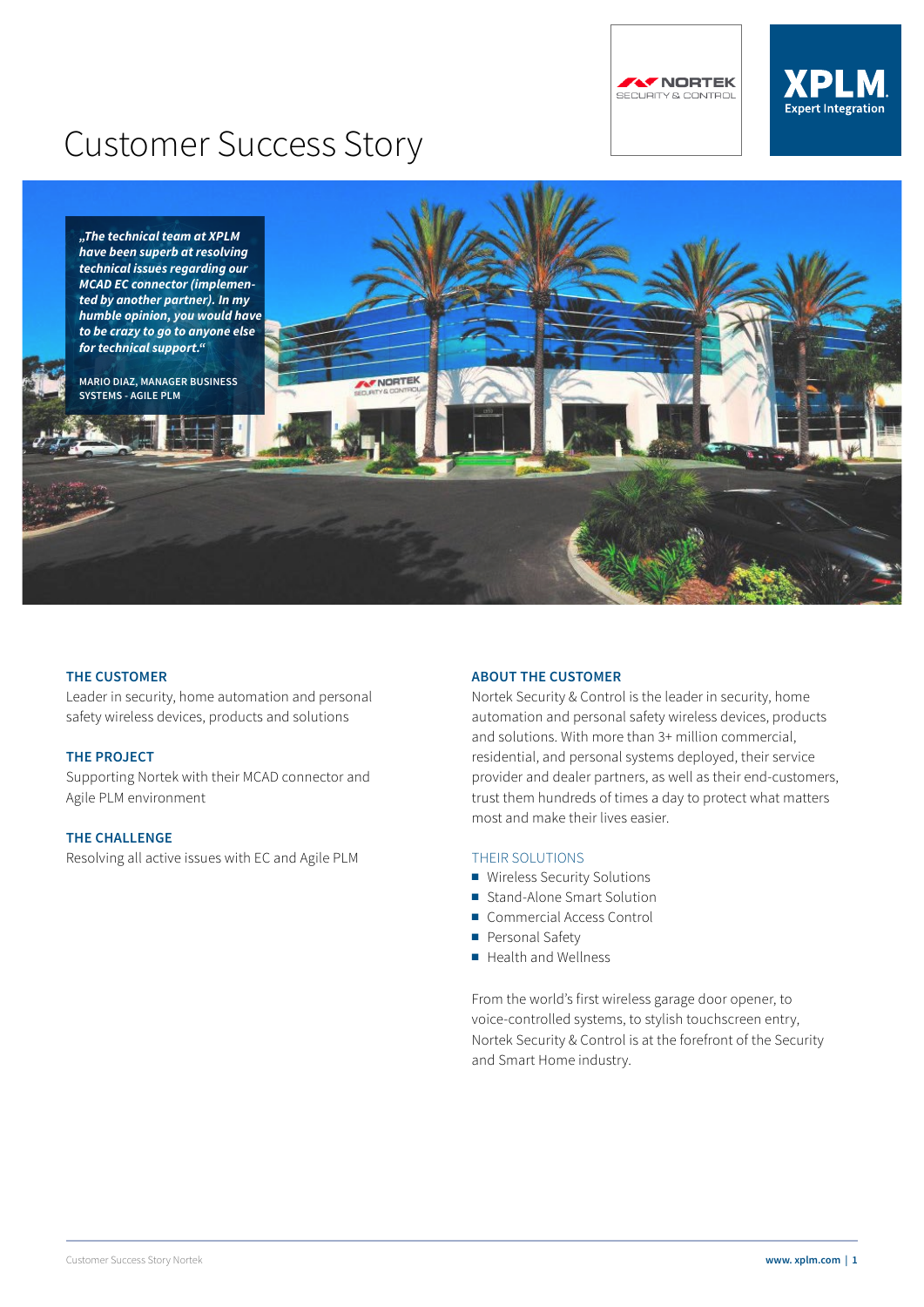# Customer Success Story

*„The technical team at XPLM have been superb at resolving technical issues regarding our MCAD EC connector (implemented by another partner). In my humble opinion, you would have to be crazy to go to anyone else for technical support.“*

MARIO DIAZ, MANAGER BUSINESS SYSTEMS - AGILE PLM

## THE CUSTOMER

Leader in security, home automation and personal safety wireless devices, products and solutions

## THE PROJECT

Supporting Nortek with their MCAD connector and Agile PLM environment

## THE CHALLENGE

Resolving all active issues with EC and Agile PLM

## ABOUT THE CUSTOMER

Nortek Security & Control is the leader in security, home automation and personal safety wireless devices, products and solutions. With more than 3+ million commercial, residential, and personal systems deployed, their service provider and dealer partners, as well as their end-customers, trust them hundreds of times a day to protect what matters most and make their lives easier.

### THEIR SOLUTIONS

- Wireless Security Solutions
- Stand-Alone Smart Solution
- Commercial Access Control
- Personal Safety
- Health and Wellness

From the world's first wireless garage door opener, to voice-controlled systems, to stylish touchscreen entry, Nortek Security & Control is at the forefront of the Security and Smart Home industry.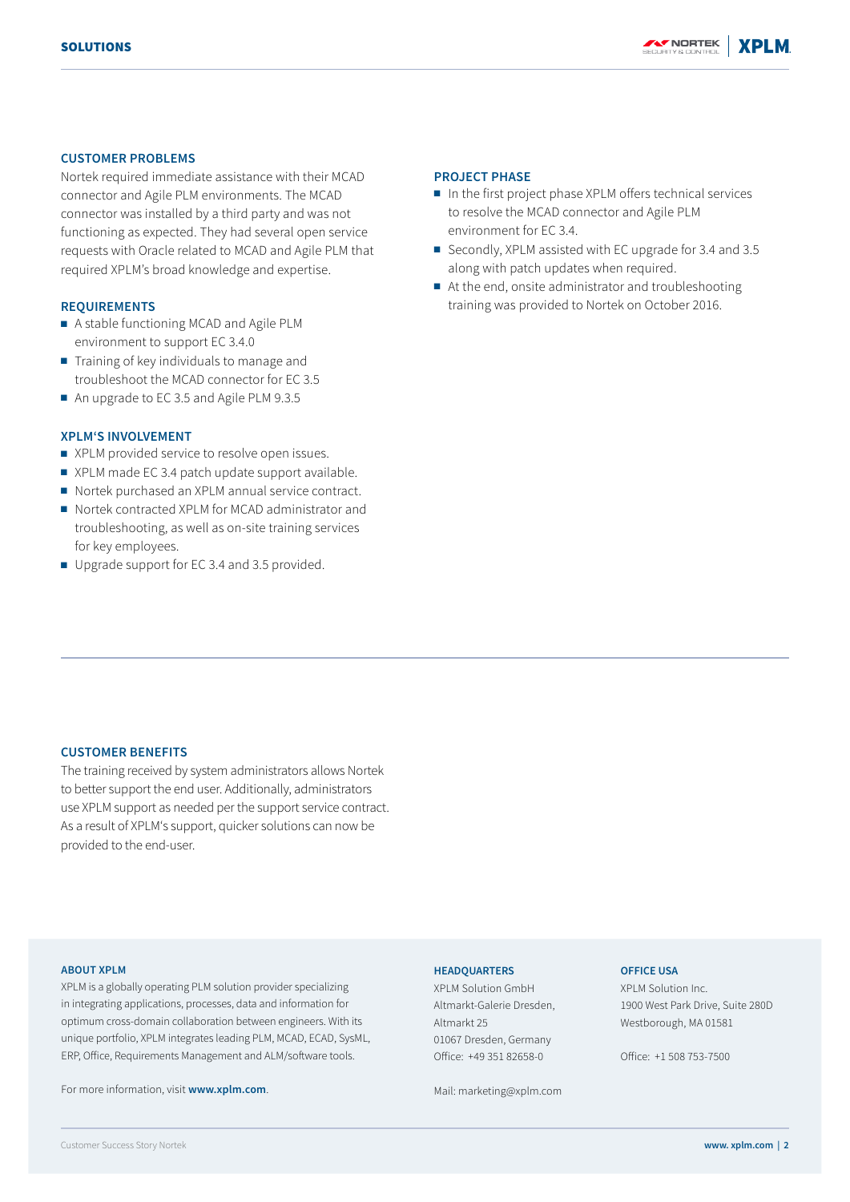## CUSTOMER PROBLEMS

Nortek required immediate assistance with their MCAD connector and Agile PLM environments. The MCAD connector was installed by a third party and was not functioning as expected. They had several open service requests with Oracle related to MCAD and Agile PLM that required XPLM's broad knowledge and expertise.

## REQUIREMENTS

- A stable functioning MCAD and Agile PLM environment to support EC 3.4.0
- Training of key individuals to manage and troubleshoot the MCAD connector for EC 3.5
- An upgrade to EC 3.5 and Agile PLM 9.3.5

## XPLM'S INVOLVEMENT

- XPLM provided service to resolve open issues.
- XPLM made EC 3.4 patch update support available.
- Nortek purchased an XPLM annual service contract.
- Nortek contracted XPLM for MCAD administrator and troubleshooting, as well as on-site training services for key employees.
- Upgrade support for EC 3.4 and 3.5 provided.

## PROJECT PHASE

- In the first project phase XPLM offers technical services to resolve the MCAD connector and Agile PLM environment for EC 3.4.
- Secondly, XPLM assisted with EC upgrade for 3.4 and 3.5 along with patch updates when required.
- At the end, onsite administrator and troubleshooting training was provided to Nortek on October 2016.

## CUSTOMER BENEFITS

The training received by system administrators allows Nortek to better support the end user. Additionally, administrators use XPLM support as needed per the support service contract. As a result of XPLM's support, quicker solutions can now be provided to the end-user.

### ABOUT XPLM

XPLM is a globally operating PLM solution provider specializing in integrating applications, processes, data and information for optimum cross-domain collaboration between engineers. With its unique portfolio, XPLM integrates leading PLM, MCAD, ECAD, SysML, ERP, Office, Requirements Management and ALM/software tools.

For more information, visit **www.xplm.com**.

### HEADQUARTERS

XPLM Solution GmbH
Altmarkt-Galerie Dresden,
Altmarkt 25
01067 Dresden, Germany
Office: +49 351 82658-0

Mail: marketing@xplm.com

### OFFICE USA

XPLM Solution Inc.
1900 West Park Drive, Suite 280D
Westborough, MA 01581

Office: +1 508 753-7500